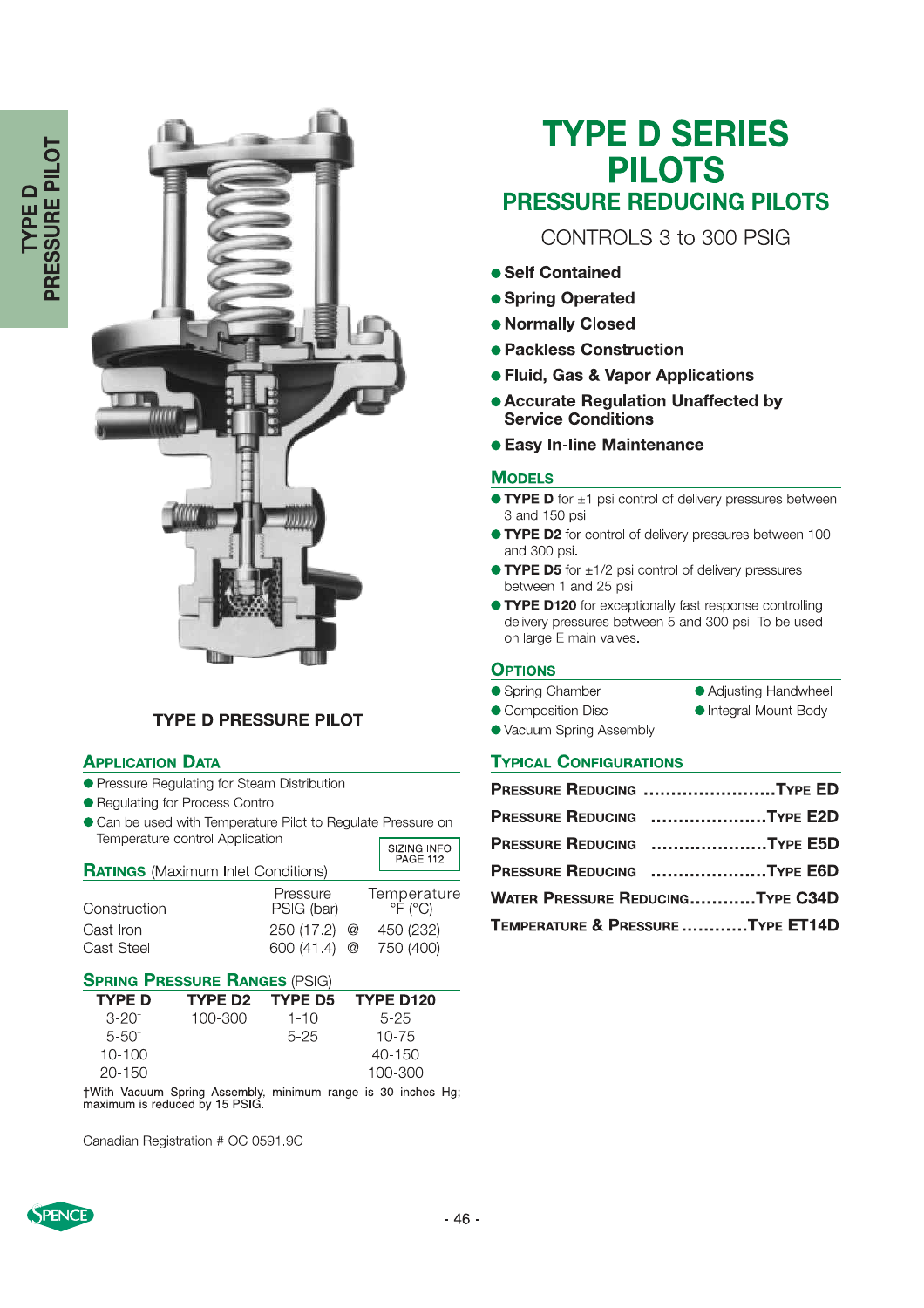TYPE D PRESSURE PILOT

# TYPE D SERIES PILOTS

## PRESSURE REDUCING PILOTS

CONTROLS 3 to 300 PSIG

- **Self Contained**
- **Spring Operated**
- **Normally Closed**
- **Packless Construction**
- **Fluid, Gas & Vapor Applications**
- **Accurate Regulation Unaffected by Service Conditions**
- **Easy In-line Maintenance**

**TYPE D PRESSURE PILOT**

### Application Data

- Pressure Regulating for Steam Distribution
- Regulating for Process Control
- Can be used with Temperature Pilot to Regulate Pressure on Temperature control Application

SIZING INFO PAGE 112

### Ratings (Maximum Inlet Conditions)

| Construction | Pressure PSIG (bar) | | Temperature °F (°C) |
|---|---|---|---|
| Cast Iron | 250 (17.2) | @ | 450 (232) |
| Cast Steel | 600 (41.4) | @ | 750 (400) |

### Spring Pressure Ranges (PSIG)

| TYPE D | TYPE D2 | TYPE D5 | TYPE D120 |
|---|---|---|---|
| 3-20† | 100-300 | 1-10 | 5-25 |
| 5-50† | | 5-25 | 10-75 |
| 10-100 | | | 40-150 |
| 20-150 | | | 100-300 |

†With Vacuum Spring Assembly, minimum range is 30 inches Hg; maximum is reduced by 15 PSIG.

Canadian Registration # OC 0591.9C

### Models

- **TYPE D** for ±1 psi control of delivery pressures between 3 and 150 psi.
- **TYPE D2** for control of delivery pressures between 100 and 300 psi.
- **TYPE D5** for ±1/2 psi control of delivery pressures between 1 and 25 psi.
- **TYPE D120** for exceptionally fast response controlling delivery pressures between 5 and 300 psi. To be used on large E main valves.

### Options

- Spring Chamber
- Composition Disc
- Vacuum Spring Assembly
- Adjusting Handwheel
- Integral Mount Body

### Typical Configurations

| | |
|---|---|
| Pressure Reducing | Type ED |
| Pressure Reducing | Type E2D |
| Pressure Reducing | Type E5D |
| Pressure Reducing | Type E6D |
| Water Pressure Reducing | Type C34D |
| Temperature & Pressure | Type ET14D |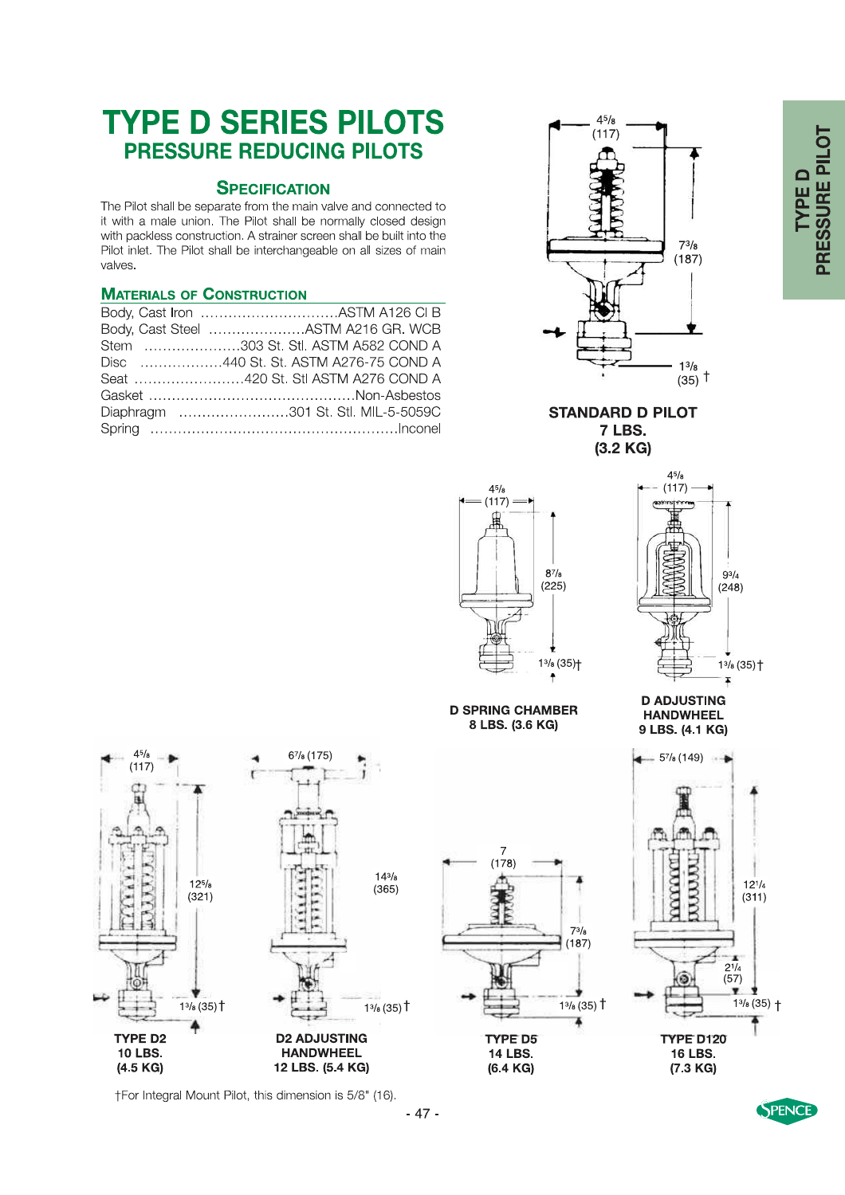# TYPE D SERIES PILOTS

## PRESSURE REDUCING PILOTS

### Specification

The Pilot shall be separate from the main valve and connected to it with a male union. The Pilot shall be normally closed design with packless construction. A strainer screen shall be built into the Pilot inlet. The Pilot shall be interchangeable on all sizes of main valves.

### Materials of Construction

| | |
|---|---|
| Body, Cast Iron | ASTM A126 Cl B |
| Body, Cast Steel | ASTM A216 GR. WCB |
| Stem | 303 St. Stl. ASTM A582 COND A |
| Disc | 440 St. St. ASTM A276-75 COND A |
| Seat | 420 St. Stl ASTM A276 COND A |
| Gasket | Non-Asbestos |
| Diaphragm | 301 St. Stl. MIL-5-5059C |
| Spring | Inconel |

4⅝ (117)
7⅜ (187)
1⅜ (35) †

**STANDARD D PILOT**
**7 LBS.**
**(3.2 KG)**

4⅝ (117)
8⅞ (225)
1⅜ (35)†

**D SPRING CHAMBER**
**8 LBS. (3.6 KG)**

4⅝ (117)
9¾ (248)
1⅜ (35)†

**D ADJUSTING HANDWHEEL**
**9 LBS. (4.1 KG)**

4⅝ (117)
12⅝ (321)
1⅜ (35)†

**TYPE D2**
**10 LBS.**
**(4.5 KG)**

6⅞ (175)
14⅜ (365)
1⅜ (35)†

**D2 ADJUSTING HANDWHEEL**
**12 LBS. (5.4 KG)**

7 (178)
7⅜ (187)
1⅜ (35)†

**TYPE D5**
**14 LBS.**
**(6.4 KG)**

5⅞ (149)
12¼ (311)
2¼ (57)
1⅜ (35)†

**TYPE D120**
**16 LBS.**
**(7.3 KG)**

†For Integral Mount Pilot, this dimension is 5/8" (16).